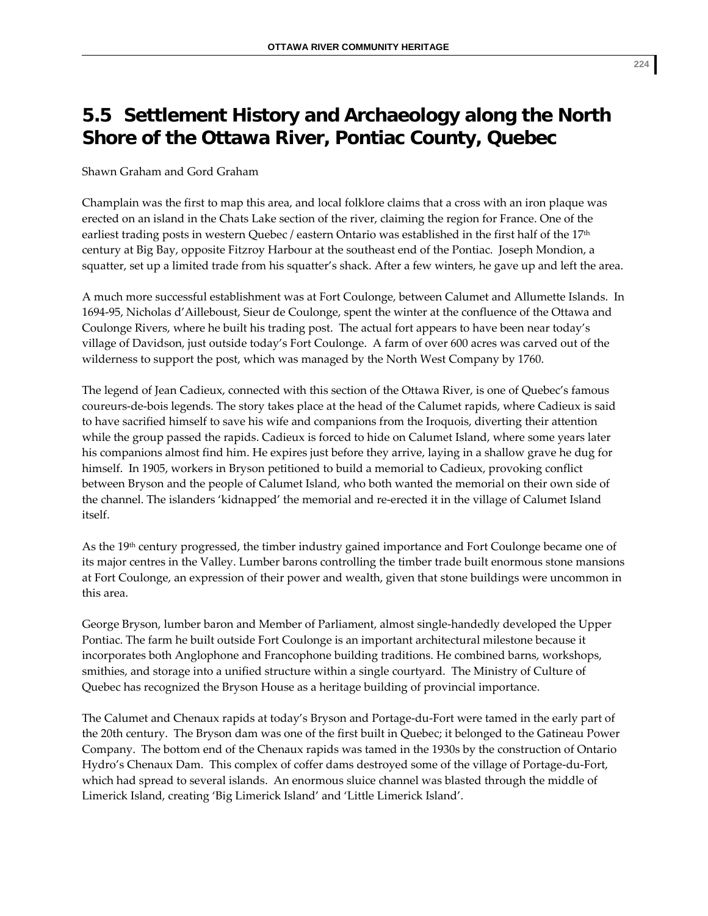## 5.5 Settlement History and Archaeology along the North Shore of the Ottawa River, Pontiac County, Quebec

Shawn Graham and Gord Graham

Champlain was the first to map this area, and local folklore claims that a cross with an iron plaque was erected on an island in the Chats Lake section of the river, claiming the region for France. One of the earliest trading posts in western Quebec / eastern Ontario was established in the first half of the 17th century at Big Bay, opposite Fitzroy Harbour at the southeast end of the Pontiac. Joseph Mondion, a squatter, set up a limited trade from his squatter's shack. After a few winters, he gave up and left the area.

A much more successful establishment was at Fort Coulonge, between Calumet and Allumette Islands. In 1694-95, Nicholas d'Ailleboust, Sieur de Coulonge, spent the winter at the confluence of the Ottawa and Coulonge Rivers, where he built his trading post. The actual fort appears to have been near today's village of Davidson, just outside today's Fort Coulonge. A farm of over 600 acres was carved out of the wilderness to support the post, which was managed by the North West Company by 1760.

The legend of Jean Cadieux, connected with this section of the Ottawa River, is one of Quebec's famous coureurs-de-bois legends. The story takes place at the head of the Calumet rapids, where Cadieux is said to have sacrificed himself to save his wife and companions from the Iroquois, diverting their attention while the group passed the rapids. Cadieux is forced to hide on Calumet Island, where some years later his companions almost find him. He expires just before they arrive, laying in a shallow grave he dug for himself. In 1905, workers in Bryson petitioned to build a memorial to Cadieux, provoking conflict between Bryson and the people of Calumet Island, who both wanted the memorial on their own side of the channel. The islanders 'kidnapped' the memorial and re-erected it in the village of Calumet Island itself.

As the 19th century progressed, the timber industry gained importance and Fort Coulonge became one of its major centres in the Valley. Lumber barons controlling the timber trade built enormous stone mansions at Fort Coulonge, an expression of their power and wealth, given that stone buildings were uncommon in this area.

George Bryson, lumber baron and Member of Parliament, almost single-handedly developed the Upper Pontiac. The farm he built outside Fort Coulonge is an important architectural milestone because it incorporates both Anglophone and Francophone building traditions. He combined barns, workshops, smithies, and storage into a unified structure within a single courtyard. The Ministry of Culture of Quebec has recognized the Bryson House as a heritage building of provincial importance.

The Calumet and Chenaux rapids at today's Bryson and Portage-du-Fort were tamed in the early part of the 20th century. The Bryson dam was one of the first built in Quebec; it belonged to the Gatineau Power Company. The bottom end of the Chenaux rapids was tamed in the 1930s by the construction of Ontario Hydro's Chenaux Dam. This complex of coffer dams destroyed some of the village of Portage-du-Fort, which had spread to several islands. An enormous sluice channel was blasted through the middle of Limerick Island, creating 'Big Limerick Island' and 'Little Limerick Island'.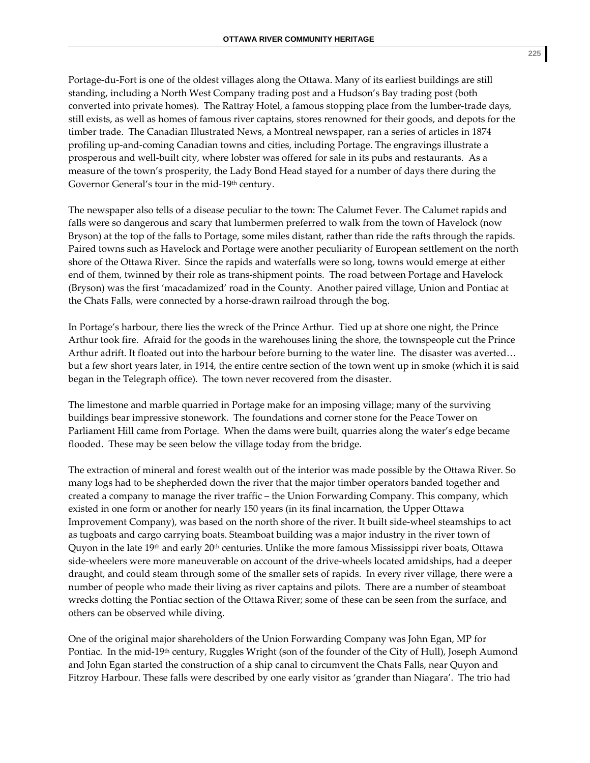Portage-du-Fort is one of the oldest villages along the Ottawa. Many of its earliest buildings are still standing, including a North West Company trading post and a Hudson's Bay trading post (both converted into private homes). The Rattray Hotel, a famous stopping place from the lumber-trade days, still exists, as well as homes of famous river captains, stores renowned for their goods, and depots for the timber trade. The Canadian Illustrated News, a Montreal newspaper, ran a series of articles in 1874 profiling up-and-coming Canadian towns and cities, including Portage. The engravings illustrate a prosperous and well-built city, where lobster was offered for sale in its pubs and restaurants. As a measure of the town's prosperity, the Lady Bond Head stayed for a number of days there during the Governor General's tour in the mid-19th century.

The newspaper also tells of a disease peculiar to the town: The Calumet Fever. The Calumet rapids and falls were so dangerous and scary that lumbermen preferred to walk from the town of Havelock (now Bryson) at the top of the falls to Portage, some miles distant, rather than ride the rafts through the rapids. Paired towns such as Havelock and Portage were another peculiarity of European settlement on the north shore of the Ottawa River. Since the rapids and waterfalls were so long, towns would emerge at either end of them, twinned by their role as trans-shipment points. The road between Portage and Havelock (Bryson) was the first 'macadamized' road in the County. Another paired village, Union and Pontiac at the Chats Falls, were connected by a horse-drawn railroad through the bog.

In Portage's harbour, there lies the wreck of the Prince Arthur. Tied up at shore one night, the Prince Arthur took fire. Afraid for the goods in the warehouses lining the shore, the townspeople cut the Prince Arthur adrift. It floated out into the harbour before burning to the water line. The disaster was averted… but a few short years later, in 1914, the entire centre section of the town went up in smoke (which it is said began in the Telegraph office). The town never recovered from the disaster.

The limestone and marble quarried in Portage make for an imposing village; many of the surviving buildings bear impressive stonework. The foundations and corner stone for the Peace Tower on Parliament Hill came from Portage. When the dams were built, quarries along the water's edge became flooded. These may be seen below the village today from the bridge.

The extraction of mineral and forest wealth out of the interior was made possible by the Ottawa River. So many logs had to be shepherded down the river that the major timber operators banded together and created a company to manage the river traffic – the Union Forwarding Company. This company, which existed in one form or another for nearly 150 years (in its final incarnation, the Upper Ottawa Improvement Company), was based on the north shore of the river. It built side-wheel steamships to act as tugboats and cargo carrying boats. Steamboat building was a major industry in the river town of Quyon in the late 19th and early 20th centuries. Unlike the more famous Mississippi river boats, Ottawa side-wheelers were more maneuverable on account of the drive-wheels located amidships, had a deeper draught, and could steam through some of the smaller sets of rapids. In every river village, there were a number of people who made their living as river captains and pilots. There are a number of steamboat wrecks dotting the Pontiac section of the Ottawa River; some of these can be seen from the surface, and others can be observed while diving.

One of the original major shareholders of the Union Forwarding Company was John Egan, MP for Pontiac. In the mid-19th century, Ruggles Wright (son of the founder of the City of Hull), Joseph Aumond and John Egan started the construction of a ship canal to circumvent the Chats Falls, near Quyon and Fitzroy Harbour. These falls were described by one early visitor as 'grander than Niagara'. The trio had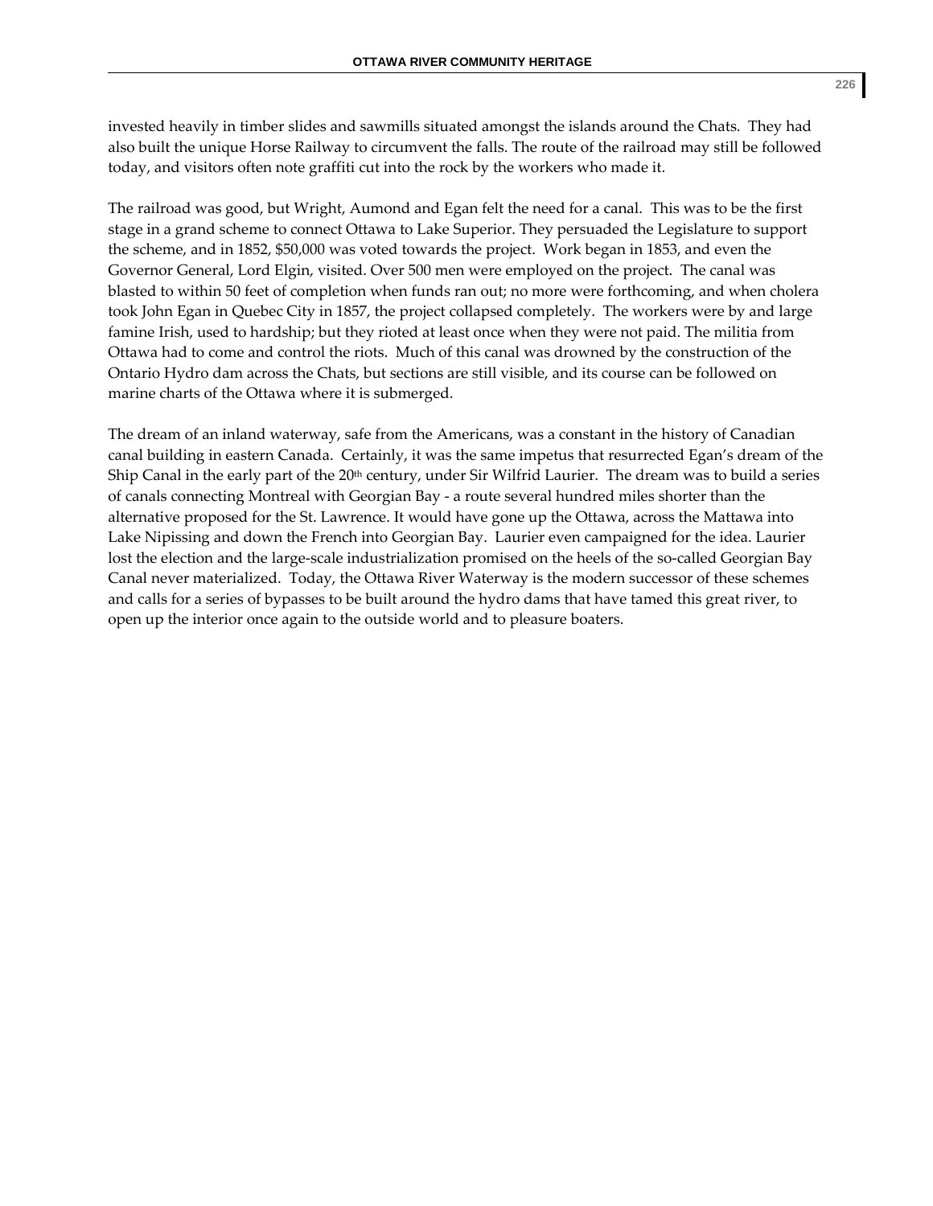invested heavily in timber slides and sawmills situated amongst the islands around the Chats. They had also built the unique Horse Railway to circumvent the falls. The route of the railroad may still be followed today, and visitors often note graffiti cut into the rock by the workers who made it.

The railroad was good, but Wright, Aumond and Egan felt the need for a canal. This was to be the first stage in a grand scheme to connect Ottawa to Lake Superior. They persuaded the Legislature to support the scheme, and in 1852, $50,000 was voted towards the project. Work began in 1853, and even the Governor General, Lord Elgin, visited. Over 500 men were employed on the project. The canal was blasted to within 50 feet of completion when funds ran out; no more were forthcoming, and when cholera took John Egan in Quebec City in 1857, the project collapsed completely. The workers were by and large famine Irish, used to hardship; but they rioted at least once when they were not paid. The militia from Ottawa had to come and control the riots. Much of this canal was drowned by the construction of the Ontario Hydro dam across the Chats, but sections are still visible, and its course can be followed on marine charts of the Ottawa where it is submerged.

The dream of an inland waterway, safe from the Americans, was a constant in the history of Canadian canal building in eastern Canada. Certainly, it was the same impetus that resurrected Egan's dream of the Ship Canal in the early part of the 20th century, under Sir Wilfrid Laurier. The dream was to build a series of canals connecting Montreal with Georgian Bay - a route several hundred miles shorter than the alternative proposed for the St. Lawrence. It would have gone up the Ottawa, across the Mattawa into Lake Nipissing and down the French into Georgian Bay. Laurier even campaigned for the idea. Laurier lost the election and the large-scale industrialization promised on the heels of the so-called Georgian Bay Canal never materialized. Today, the Ottawa River Waterway is the modern successor of these schemes and calls for a series of bypasses to be built around the hydro dams that have tamed this great river, to open up the interior once again to the outside world and to pleasure boaters.